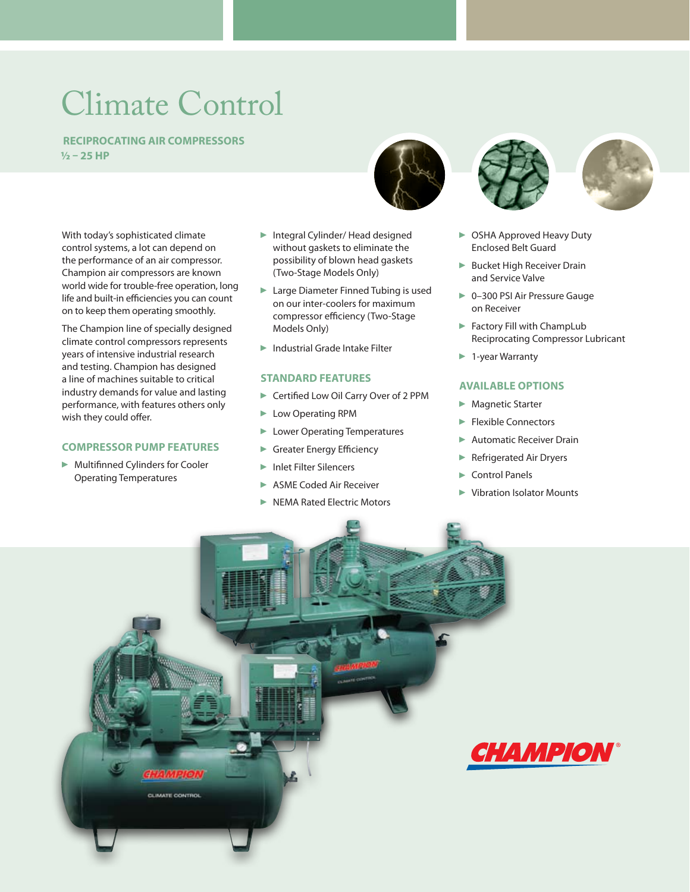# Climate Control

## RECIPROCATING AIR COMPRESSORS
## ½ – 25 HP

With today's sophisticated climate control systems, a lot can depend on the performance of an air compressor. Champion air compressors are known world wide for trouble-free operation, long life and built-in efficiencies you can count on to keep them operating smoothly.

The Champion line of specially designed climate control compressors represents years of intensive industrial research and testing. Champion has designed a line of machines suitable to critical industry demands for value and lasting performance, with features others only wish they could offer.

### COMPRESSOR PUMP FEATURES

- Multifinned Cylinders for Cooler Operating Temperatures
- Integral Cylinder/ Head designed without gaskets to eliminate the possibility of blown head gaskets (Two-Stage Models Only)
- Large Diameter Finned Tubing is used on our inter-coolers for maximum compressor efficiency (Two-Stage Models Only)
- Industrial Grade Intake Filter

### STANDARD FEATURES

- Certified Low Oil Carry Over of 2 PPM
- Low Operating RPM
- Lower Operating Temperatures
- Greater Energy Efficiency
- Inlet Filter Silencers
- ASME Coded Air Receiver
- NEMA Rated Electric Motors
- OSHA Approved Heavy Duty Enclosed Belt Guard
- Bucket High Receiver Drain and Service Valve
- 0–300 PSI Air Pressure Gauge on Receiver
- Factory Fill with ChampLub Reciprocating Compressor Lubricant
- 1-year Warranty

### AVAILABLE OPTIONS

- Magnetic Starter
- Flexible Connectors
- Automatic Receiver Drain
- Refrigerated Air Dryers
- Control Panels
- Vibration Isolator Mounts

CHAMPION®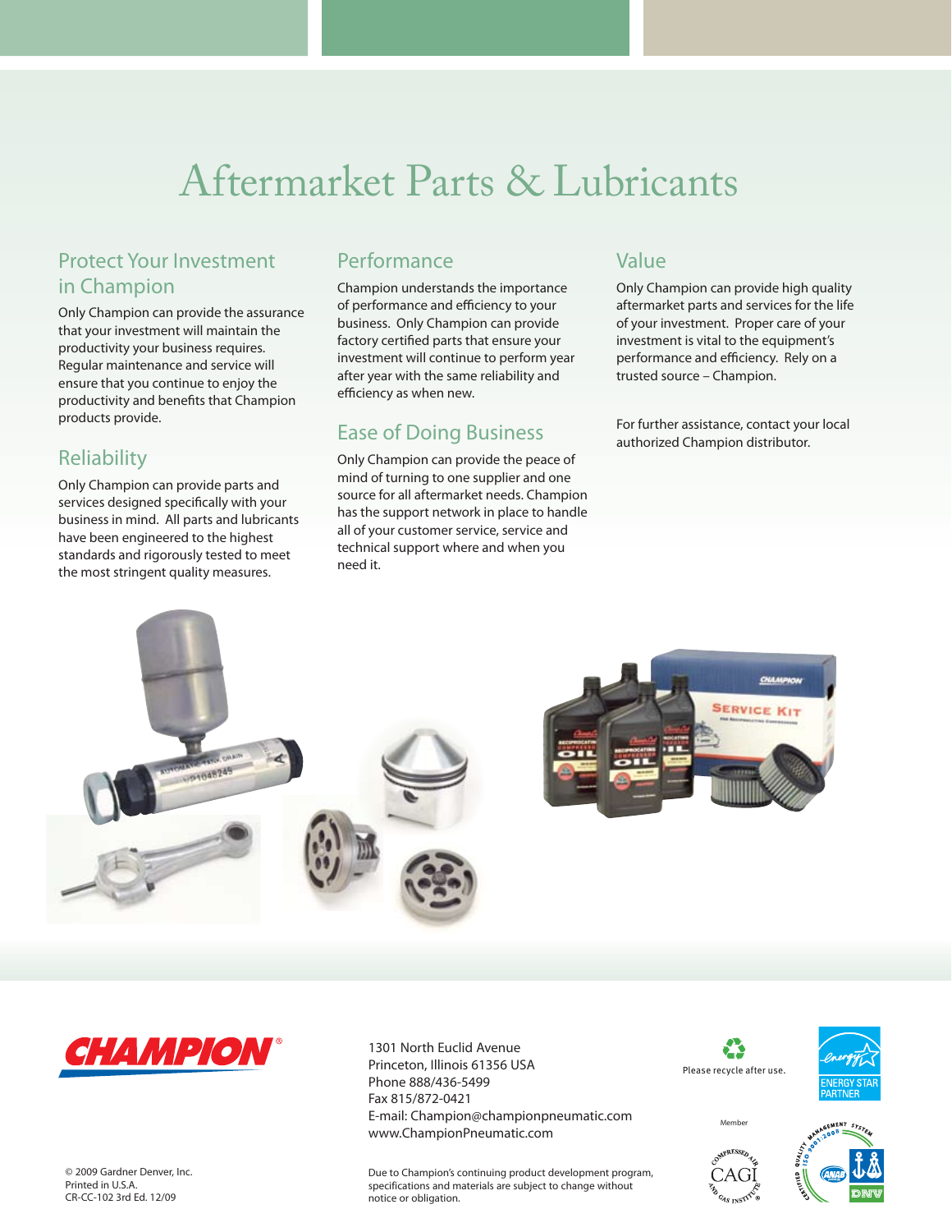# Aftermarket Parts & Lubricants

## Protect Your Investment in Champion

Only Champion can provide the assurance that your investment will maintain the productivity your business requires. Regular maintenance and service will ensure that you continue to enjoy the productivity and benefits that Champion products provide.

## Reliability

Only Champion can provide parts and services designed specifically with your business in mind. All parts and lubricants have been engineered to the highest standards and rigorously tested to meet the most stringent quality measures.

## Performance

Champion understands the importance of performance and efficiency to your business. Only Champion can provide factory certified parts that ensure your investment will continue to perform year after year with the same reliability and efficiency as when new.

## Ease of Doing Business

Only Champion can provide the peace of mind of turning to one supplier and one source for all aftermarket needs. Champion has the support network in place to handle all of your customer service, service and technical support where and when you need it.

## Value

Only Champion can provide high quality aftermarket parts and services for the life of your investment. Proper care of your investment is vital to the equipment's performance and efficiency. Rely on a trusted source – Champion.

For further assistance, contact your local authorized Champion distributor.

1301 North Euclid Avenue
Princeton, Illinois 61356 USA
Phone 888/436-5499
Fax 815/872-0421
E-mail: Champion@championpneumatic.com
www.ChampionPneumatic.com

Please recycle after use.

© 2009 Gardner Denver, Inc.
Printed in U.S.A.
CR-CC-102 3rd Ed. 12/09

Due to Champion's continuing product development program, specifications and materials are subject to change without notice or obligation.